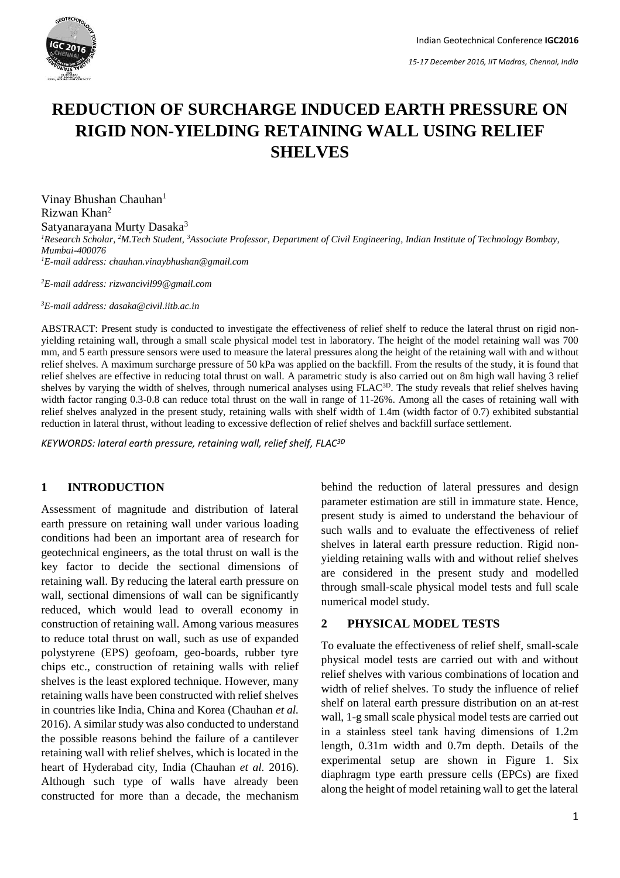# REDUCTION OF SURCHARGE INDUCED EARTH PRESSURE ON RIGID NON-YIELDING RETAINING WALL USING RELIEF SHELVES

Vinay Bhushan Chauhan[1]
Rizwan Khan[2]
Satyanarayana Murty Dasaka[3]

*[1]Research Scholar, [2]M.Tech Student, [3]Associate Professor, Department of Civil Engineering, Indian Institute of Technology Bombay, Mumbai-400076*
*[1]E-mail address: chauhan.vinaybhushan@gmail.com*

*[2]E-mail address: rizwancivil99@gmail.com*

*[3]E-mail address: dasaka@civil.iitb.ac.in*

ABSTRACT: Present study is conducted to investigate the effectiveness of relief shelf to reduce the lateral thrust on rigid non-yielding retaining wall, through a small scale physical model test in laboratory. The height of the model retaining wall was 700 mm, and 5 earth pressure sensors were used to measure the lateral pressures along the height of the retaining wall with and without relief shelves. A maximum surcharge pressure of 50 kPa was applied on the backfill. From the results of the study, it is found that relief shelves are effective in reducing total thrust on the wall. A parametric study is also carried out on 8m high wall having 3 relief shelves by varying the width of shelves, through numerical analyses using $FLAC^{3D}$. The study reveals that relief shelves having width factor ranging 0.3-0.8 can reduce total thrust on the wall in range of 11-26%. Among all the cases of retaining wall with relief shelves analyzed in the present study, retaining walls with shelf width of 1.4m (width factor of 0.7) exhibited substantial reduction in lateral thrust, without leading to excessive deflection of relief shelves and backfill surface settlement.

*KEYWORDS: lateral earth pressure, retaining wall, relief shelf, $FLAC^{3D}$*

## 1 INTRODUCTION

Assessment of magnitude and distribution of lateral earth pressure on retaining wall under various loading conditions had been an important area of research for geotechnical engineers, as the total thrust on wall is the key factor to decide the sectional dimensions of retaining wall. By reducing the lateral earth pressure on wall, sectional dimensions of wall can be significantly reduced, which would lead to overall economy in construction of retaining wall. Among various measures to reduce total thrust on wall, such as use of expanded polystyrene (EPS) geofoam, geo-boards, rubber tyre chips etc., construction of retaining walls with relief shelves is the least explored technique. However, many retaining walls have been constructed with relief shelves in countries like India, China and Korea (Chauhan *et al.* 2016). A similar study was also conducted to understand the possible reasons behind the failure of a cantilever retaining wall with relief shelves, which is located in the heart of Hyderabad city, India (Chauhan *et al.* 2016). Although such type of walls have already been constructed for more than a decade, the mechanism behind the reduction of lateral pressures and design parameter estimation are still in immature state. Hence, present study is aimed to understand the behaviour of such walls and to evaluate the effectiveness of relief shelves in lateral earth pressure reduction. Rigid non-yielding retaining walls with and without relief shelves are considered in the present study and modelled through small-scale physical model tests and full scale numerical model study.

## 2 PHYSICAL MODEL TESTS

To evaluate the effectiveness of relief shelf, small-scale physical model tests are carried out with and without relief shelves with various combinations of location and width of relief shelves. To study the influence of relief shelf on lateral earth pressure distribution on an at-rest wall, 1-g small scale physical model tests are carried out in a stainless steel tank having dimensions of 1.2m length, 0.31m width and 0.7m depth. Details of the experimental setup are shown in Figure 1. Six diaphragm type earth pressure cells (EPCs) are fixed along the height of model retaining wall to get the lateral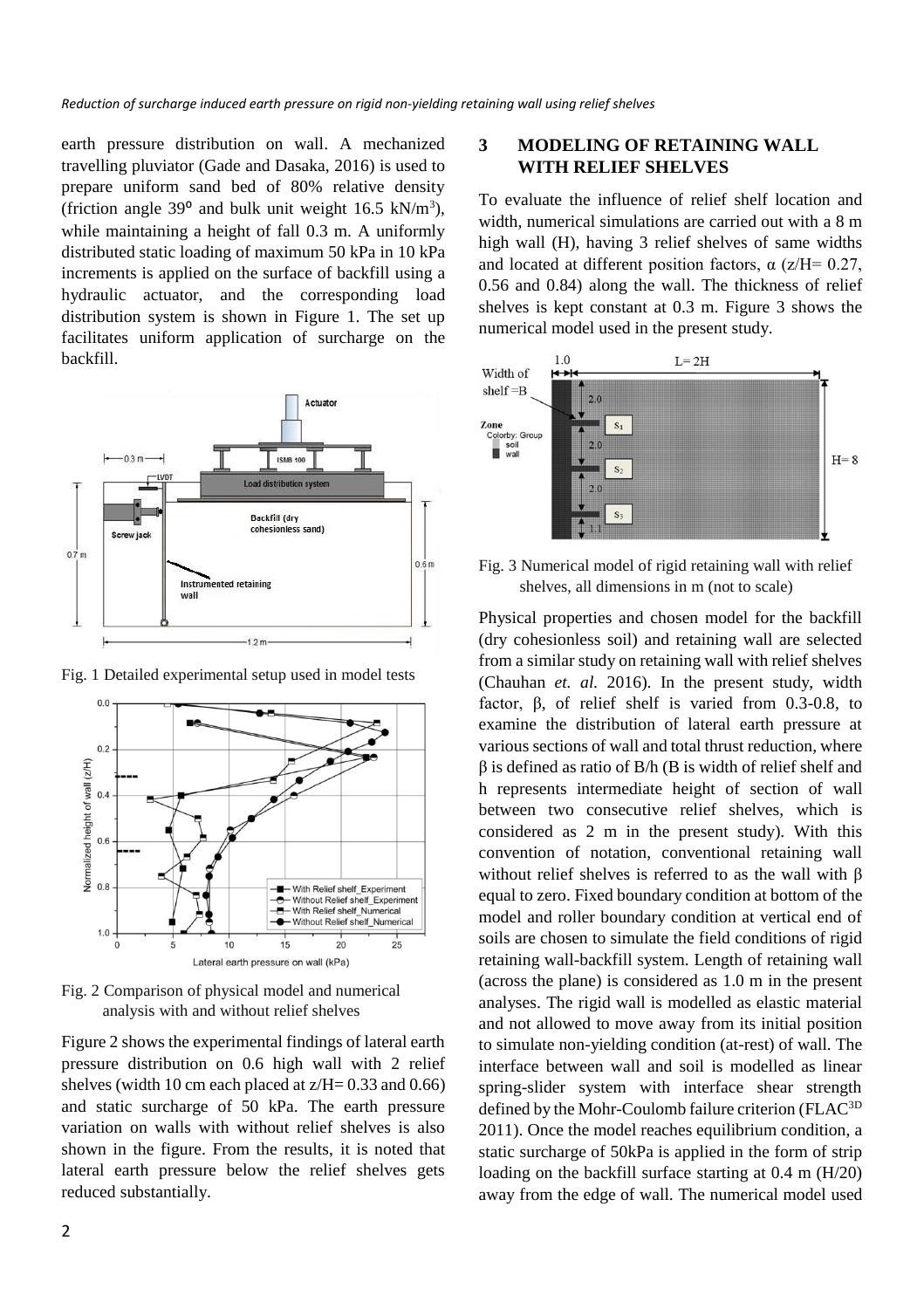earth pressure distribution on wall. A mechanized travelling pluviator (Gade and Dasaka, 2016) is used to prepare uniform sand bed of 80% relative density (friction angle 39° and bulk unit weight 16.5 kN/m³), while maintaining a height of fall 0.3 m. A uniformly distributed static loading of maximum 50 kPa in 10 kPa increments is applied on the surface of backfill using a hydraulic actuator, and the corresponding load distribution system is shown in Figure 1. The set up facilitates uniform application of surcharge on the backfill.

Actuator
ISMB 100
Load distribution system
0.3 m
LVDT
Screw jack
Backfill (dry cohesionless sand)
0.7 m
0.6 m
Instrumented retaining wall
1.2 m

Fig. 1 Detailed experimental setup used in model tests

Normalized height of wall (z/H)
Lateral earth pressure on wall (kPa)
With Relief shelf_Experiment
Without Relief shelf_Experiment
With Relief shelf_Numerical
Without Relief shelf_Numerical

Fig. 2 Comparison of physical model and numerical analysis with and without relief shelves

Figure 2 shows the experimental findings of lateral earth pressure distribution on 0.6 high wall with 2 relief shelves (width 10 cm each placed at z/H= 0.33 and 0.66) and static surcharge of 50 kPa. The earth pressure variation on walls with without relief shelves is also shown in the figure. From the results, it is noted that lateral earth pressure below the relief shelves gets reduced substantially.

## 3 MODELING OF RETAINING WALL WITH RELIEF SHELVES

To evaluate the influence of relief shelf location and width, numerical simulations are carried out with a 8 m high wall (H), having 3 relief shelves of same widths and located at different position factors, α (z/H= 0.27, 0.56 and 0.84) along the wall. The thickness of relief shelves is kept constant at 0.3 m. Figure 3 shows the numerical model used in the present study.

Width of shelf =B
1.0
L= 2H
Zone
Colorby: Group
soil
wall
H= 8

Fig. 3 Numerical model of rigid retaining wall with relief shelves, all dimensions in m (not to scale)

Physical properties and chosen model for the backfill (dry cohesionless soil) and retaining wall are selected from a similar study on retaining wall with relief shelves (Chauhan *et. al.* 2016). In the present study, width factor, β, of relief shelf is varied from 0.3-0.8, to examine the distribution of lateral earth pressure at various sections of wall and total thrust reduction, where β is defined as ratio of B/h (B is width of relief shelf and h represents intermediate height of section of wall between two consecutive relief shelves, which is considered as 2 m in the present study). With this convention of notation, conventional retaining wall without relief shelves is referred to as the wall with β equal to zero. Fixed boundary condition at bottom of the model and roller boundary condition at vertical end of soils are chosen to simulate the field conditions of rigid retaining wall-backfill system. Length of retaining wall (across the plane) is considered as 1.0 m in the present analyses. The rigid wall is modelled as elastic material and not allowed to move away from its initial position to simulate non-yielding condition (at-rest) of wall. The interface between wall and soil is modelled as linear spring-slider system with interface shear strength defined by the Mohr-Coulomb failure criterion (FLAC$^{3D}$ 2011). Once the model reaches equilibrium condition, a static surcharge of 50kPa is applied in the form of strip loading on the backfill surface starting at 0.4 m (H/20) away from the edge of wall. The numerical model used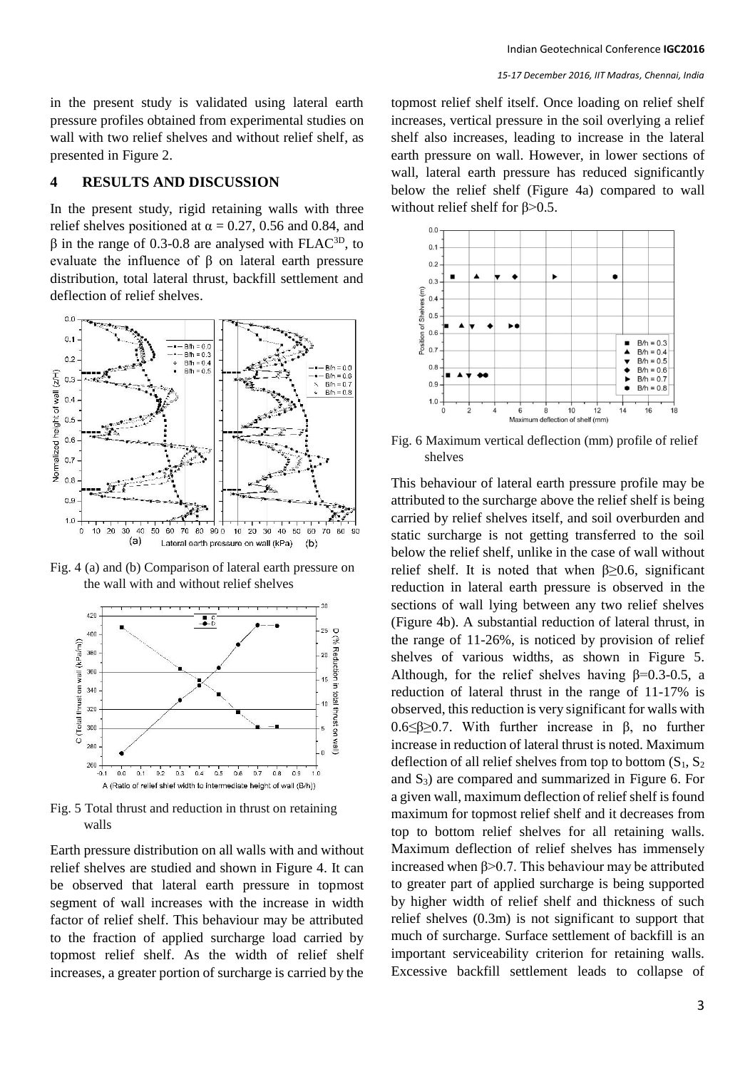in the present study is validated using lateral earth pressure profiles obtained from experimental studies on wall with two relief shelves and without relief shelf, as presented in Figure 2.

## 4 RESULTS AND DISCUSSION

In the present study, rigid retaining walls with three relief shelves positioned at $\alpha = 0.27$, 0.56 and 0.84, and $\beta$ in the range of 0.3-0.8 are analysed with FLAC$^{3D}$, to evaluate the influence of $\beta$ on lateral earth pressure distribution, total lateral thrust, backfill settlement and deflection of relief shelves.

Normalized height of wall (z/H)
Lateral earth pressure on wall (kPa)
(a) B/h = 0.0, B/h = 0.3, B/h = 0.4, B/h = 0.5
(b) B/h = 0.0, B/h = 0.6, B/h = 0.7, B/h = 0.8

Fig. 4 (a) and (b) Comparison of lateral earth pressure on the wall with and without relief shelves

C (Total thrust on wall (kPa/m))
D (% Reduction in total thrust on wall)
A (Ratio of relief shelf width to intermediate height of wall (B/h))

Fig. 5 Total thrust and reduction in thrust on retaining walls

Earth pressure distribution on all walls with and without relief shelves are studied and shown in Figure 4. It can be observed that lateral earth pressure in topmost segment of wall increases with the increase in width factor of relief shelf. This behaviour may be attributed to the fraction of applied surcharge load carried by topmost relief shelf. As the width of relief shelf increases, a greater portion of surcharge is carried by the topmost relief shelf itself. Once loading on relief shelf increases, vertical pressure in the soil overlying a relief shelf also increases, leading to increase in the lateral earth pressure on wall. However, in lower sections of wall, lateral earth pressure has reduced significantly below the relief shelf (Figure 4a) compared to wall without relief shelf for $\beta > 0.5$.

Position of Shelves (m)
Maximum deflection of shelf (mm)
B/h = 0.3, B/h = 0.4, B/h = 0.5, B/h = 0.6, B/h = 0.7, B/h = 0.8

Fig. 6 Maximum vertical deflection (mm) profile of relief shelves

This behaviour of lateral earth pressure profile may be attributed to the surcharge above the relief shelf is being carried by relief shelves itself, and soil overburden and static surcharge is not getting transferred to the soil below the relief shelf, unlike in the case of wall without relief shelf. It is noted that when $\beta \geq 0.6$, significant reduction in lateral earth pressure is observed in the sections of wall lying between any two relief shelves (Figure 4b). A substantial reduction of lateral thrust, in the range of 11-26%, is noticed by provision of relief shelves of various widths, as shown in Figure 5. Although, for the relief shelves having $\beta$=0.3-0.5, a reduction of lateral thrust in the range of 11-17% is observed, this reduction is very significant for walls with $0.6 \leq \beta \geq 0.7$. With further increase in $\beta$, no further increase in reduction of lateral thrust is noted. Maximum deflection of all relief shelves from top to bottom ($S_1$, $S_2$ and $S_3$) are compared and summarized in Figure 6. For a given wall, maximum deflection of relief shelf is found maximum for topmost relief shelf and it decreases from top to bottom relief shelves for all retaining walls. Maximum deflection of relief shelves has immensely increased when $\beta > 0.7$. This behaviour may be attributed to greater part of applied surcharge is being supported by higher width of relief shelf and thickness of such relief shelves (0.3m) is not significant to support that much of surcharge. Surface settlement of backfill is an important serviceability criterion for retaining walls. Excessive backfill settlement leads to collapse of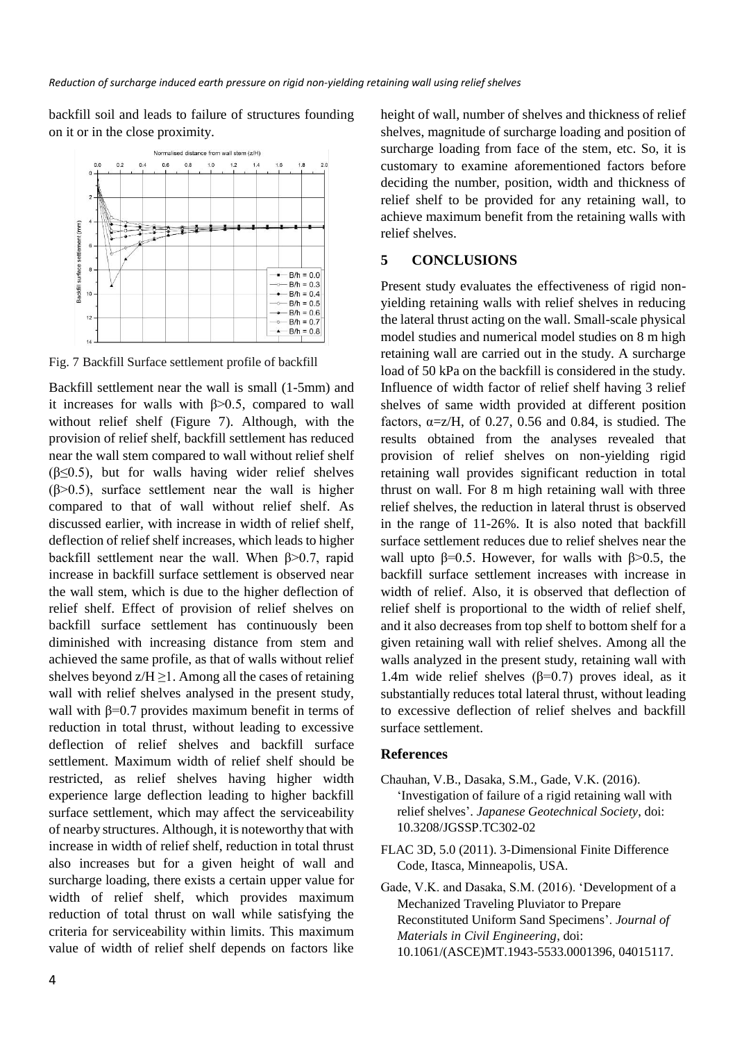backfill soil and leads to failure of structures founding on it or in the close proximity.

Normalised distance from wall stem (z/H)

0.0 0.2 0.4 0.6 0.8 1.0 1.2 1.4 1.6 1.8 2.0

Backfill surface settlement (mm)

0 2 4 6 8 10 12 14

B/h = 0.0
B/h = 0.3
B/h = 0.4
B/h = 0.5
B/h = 0.6
B/h = 0.7
B/h = 0.8

Fig. 7 Backfill Surface settlement profile of backfill

Backfill settlement near the wall is small (1-5mm) and it increases for walls with $\beta$>0.5, compared to wall without relief shelf (Figure 7). Although, with the provision of relief shelf, backfill settlement has reduced near the wall stem compared to wall without relief shelf ($\beta$≤0.5), but for walls having wider relief shelves ($\beta$>0.5), surface settlement near the wall is higher compared to that of wall without relief shelf. As discussed earlier, with increase in width of relief shelf, deflection of relief shelf increases, which leads to higher backfill settlement near the wall. When $\beta$>0.7, rapid increase in backfill surface settlement is observed near the wall stem, which is due to the higher deflection of relief shelf. Effect of provision of relief shelves on backfill surface settlement has continuously been diminished with increasing distance from stem and achieved the same profile, as that of walls without relief shelves beyond z/H ≥1. Among all the cases of retaining wall with relief shelves analysed in the present study, wall with $\beta$=0.7 provides maximum benefit in terms of reduction in total thrust, without leading to excessive deflection of relief shelves and backfill surface settlement. Maximum width of relief shelf should be restricted, as relief shelves having higher width experience large deflection leading to higher backfill surface settlement, which may affect the serviceability of nearby structures. Although, it is noteworthy that with increase in width of relief shelf, reduction in total thrust also increases but for a given height of wall and surcharge loading, there exists a certain upper value for width of relief shelf, which provides maximum reduction of total thrust on wall while satisfying the criteria for serviceability within limits. This maximum value of width of relief shelf depends on factors like height of wall, number of shelves and thickness of relief shelves, magnitude of surcharge loading and position of surcharge loading from face of the stem, etc. So, it is customary to examine aforementioned factors before deciding the number, position, width and thickness of relief shelf to be provided for any retaining wall, to achieve maximum benefit from the retaining walls with relief shelves.

## 5 CONCLUSIONS

Present study evaluates the effectiveness of rigid non-yielding retaining walls with relief shelves in reducing the lateral thrust acting on the wall. Small-scale physical model studies and numerical model studies on 8 m high retaining wall are carried out in the study. A surcharge load of 50 kPa on the backfill is considered in the study. Influence of width factor of relief shelf having 3 relief shelves of same width provided at different position factors, $\alpha$=z/H, of 0.27, 0.56 and 0.84, is studied. The results obtained from the analyses revealed that provision of relief shelves on non-yielding rigid retaining wall provides significant reduction in total thrust on wall. For 8 m high retaining wall with three relief shelves, the reduction in lateral thrust is observed in the range of 11-26%. It is also noted that backfill surface settlement reduces due to relief shelves near the wall upto $\beta$=0.5. However, for walls with $\beta$>0.5, the backfill surface settlement increases with increase in width of relief. Also, it is observed that deflection of relief shelf is proportional to the width of relief shelf, and it also decreases from top shelf to bottom shelf for a given retaining wall with relief shelves. Among all the walls analyzed in the present study, retaining wall with 1.4m wide relief shelves ($\beta$=0.7) proves ideal, as it substantially reduces total lateral thrust, without leading to excessive deflection of relief shelves and backfill surface settlement.

### References

Chauhan, V.B., Dasaka, S.M., Gade, V.K. (2016). 'Investigation of failure of a rigid retaining wall with relief shelves'. *Japanese Geotechnical Society*, doi: 10.3208/JGSSP.TC302-02

FLAC 3D, 5.0 (2011). 3-Dimensional Finite Difference Code, Itasca, Minneapolis, USA.

Gade, V.K. and Dasaka, S.M. (2016). 'Development of a Mechanized Traveling Pluviator to Prepare Reconstituted Uniform Sand Specimens'. *Journal of Materials in Civil Engineering*, doi: 10.1061/(ASCE)MT.1943-5533.0001396, 04015117.